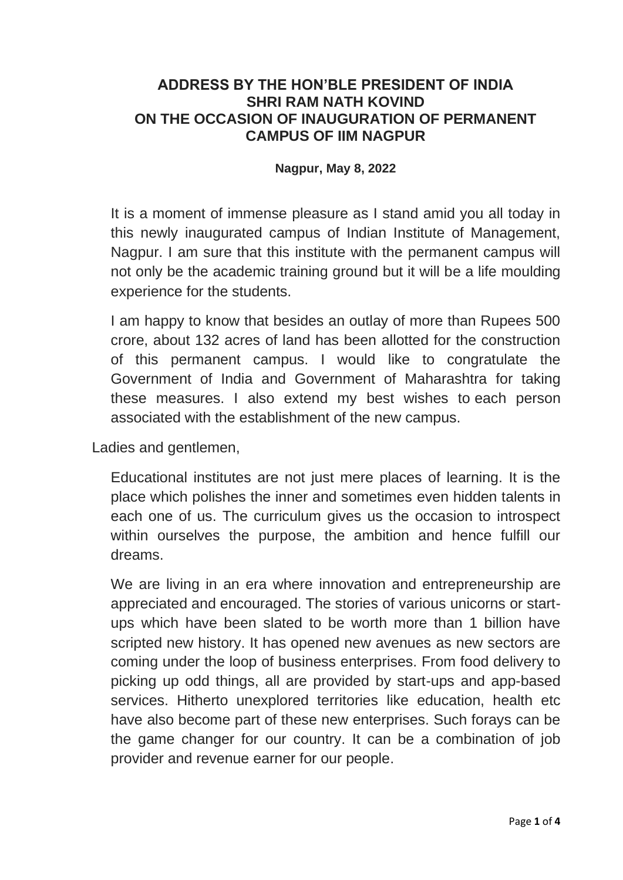# ADDRESS BY THE HON'BLE PRESIDENT OF INDIA SHRI RAM NATH KOVIND ON THE OCCASION OF INAUGURATION OF PERMANENT CAMPUS OF IIM NAGPUR

**Nagpur, May 8, 2022**

It is a moment of immense pleasure as I stand amid you all today in this newly inaugurated campus of Indian Institute of Management, Nagpur. I am sure that this institute with the permanent campus will not only be the academic training ground but it will be a life moulding experience for the students.

I am happy to know that besides an outlay of more than Rupees 500 crore, about 132 acres of land has been allotted for the construction of this permanent campus. I would like to congratulate the Government of India and Government of Maharashtra for taking these measures. I also extend my best wishes to each person associated with the establishment of the new campus.

Ladies and gentlemen,

Educational institutes are not just mere places of learning. It is the place which polishes the inner and sometimes even hidden talents in each one of us. The curriculum gives us the occasion to introspect within ourselves the purpose, the ambition and hence fulfill our dreams.

We are living in an era where innovation and entrepreneurship are appreciated and encouraged. The stories of various unicorns or start-ups which have been slated to be worth more than 1 billion have scripted new history. It has opened new avenues as new sectors are coming under the loop of business enterprises. From food delivery to picking up odd things, all are provided by start-ups and app-based services. Hitherto unexplored territories like education, health etc have also become part of these new enterprises. Such forays can be the game changer for our country. It can be a combination of job provider and revenue earner for our people.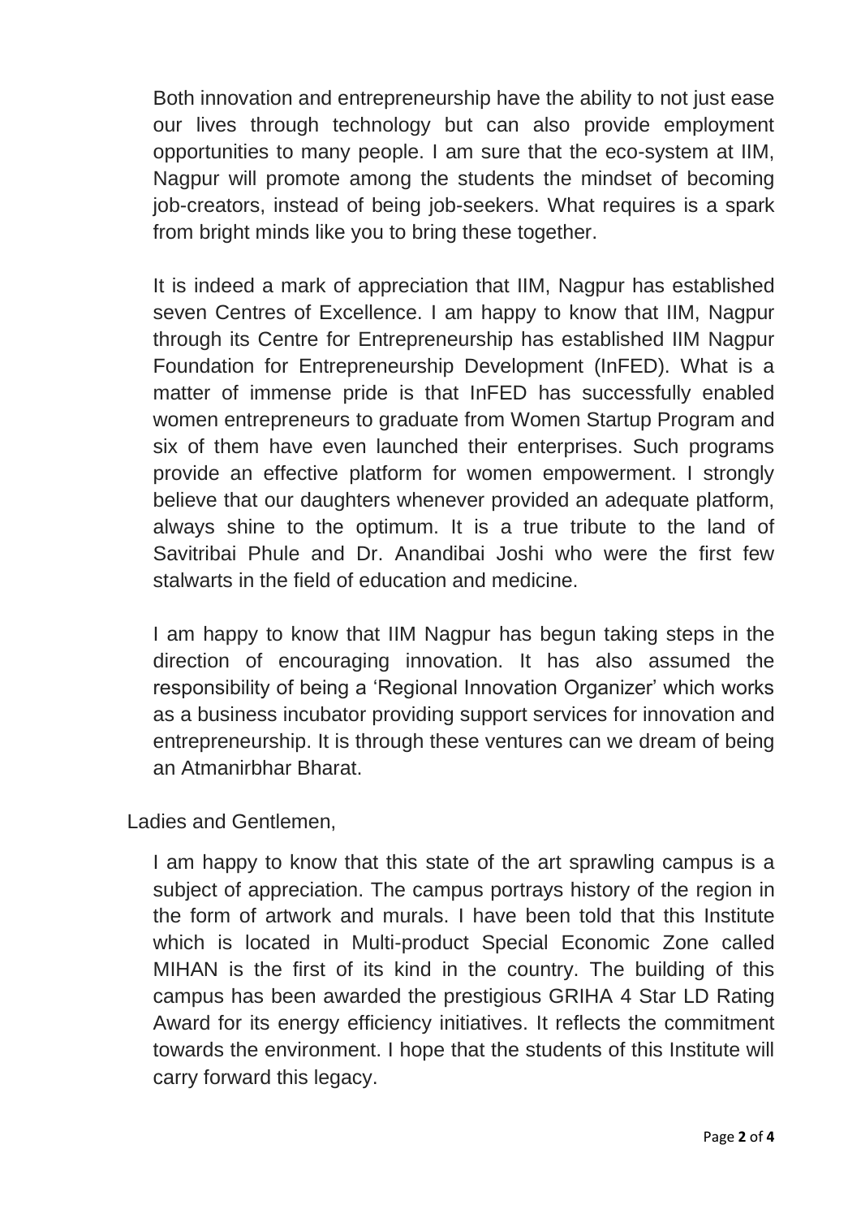Both innovation and entrepreneurship have the ability to not just ease our lives through technology but can also provide employment opportunities to many people. I am sure that the eco-system at IIM, Nagpur will promote among the students the mindset of becoming job-creators, instead of being job-seekers. What requires is a spark from bright minds like you to bring these together.

It is indeed a mark of appreciation that IIM, Nagpur has established seven Centres of Excellence. I am happy to know that IIM, Nagpur through its Centre for Entrepreneurship has established IIM Nagpur Foundation for Entrepreneurship Development (InFED). What is a matter of immense pride is that InFED has successfully enabled women entrepreneurs to graduate from Women Startup Program and six of them have even launched their enterprises. Such programs provide an effective platform for women empowerment. I strongly believe that our daughters whenever provided an adequate platform, always shine to the optimum. It is a true tribute to the land of Savitribai Phule and Dr. Anandibai Joshi who were the first few stalwarts in the field of education and medicine.

I am happy to know that IIM Nagpur has begun taking steps in the direction of encouraging innovation. It has also assumed the responsibility of being a 'Regional Innovation Organizer' which works as a business incubator providing support services for innovation and entrepreneurship. It is through these ventures can we dream of being an Atmanirbhar Bharat.

Ladies and Gentlemen,

I am happy to know that this state of the art sprawling campus is a subject of appreciation. The campus portrays history of the region in the form of artwork and murals. I have been told that this Institute which is located in Multi-product Special Economic Zone called MIHAN is the first of its kind in the country. The building of this campus has been awarded the prestigious GRIHA 4 Star LD Rating Award for its energy efficiency initiatives. It reflects the commitment towards the environment. I hope that the students of this Institute will carry forward this legacy.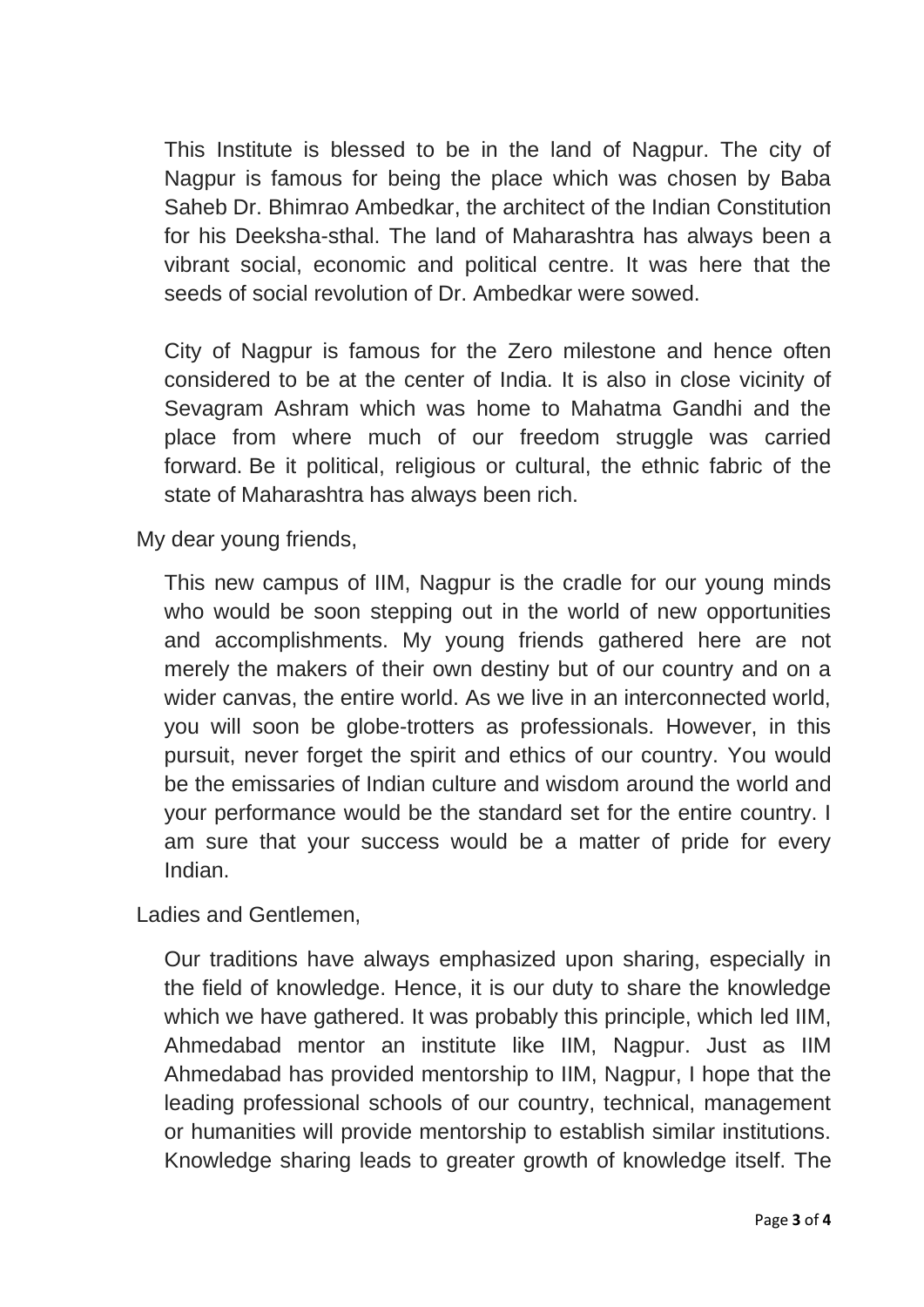This Institute is blessed to be in the land of Nagpur. The city of Nagpur is famous for being the place which was chosen by Baba Saheb Dr. Bhimrao Ambedkar, the architect of the Indian Constitution for his Deeksha-sthal. The land of Maharashtra has always been a vibrant social, economic and political centre. It was here that the seeds of social revolution of Dr. Ambedkar were sowed.

City of Nagpur is famous for the Zero milestone and hence often considered to be at the center of India. It is also in close vicinity of Sevagram Ashram which was home to Mahatma Gandhi and the place from where much of our freedom struggle was carried forward. Be it political, religious or cultural, the ethnic fabric of the state of Maharashtra has always been rich.

My dear young friends,

This new campus of IIM, Nagpur is the cradle for our young minds who would be soon stepping out in the world of new opportunities and accomplishments. My young friends gathered here are not merely the makers of their own destiny but of our country and on a wider canvas, the entire world. As we live in an interconnected world, you will soon be globe-trotters as professionals. However, in this pursuit, never forget the spirit and ethics of our country. You would be the emissaries of Indian culture and wisdom around the world and your performance would be the standard set for the entire country. I am sure that your success would be a matter of pride for every Indian.

Ladies and Gentlemen,

Our traditions have always emphasized upon sharing, especially in the field of knowledge. Hence, it is our duty to share the knowledge which we have gathered. It was probably this principle, which led IIM, Ahmedabad mentor an institute like IIM, Nagpur. Just as IIM Ahmedabad has provided mentorship to IIM, Nagpur, I hope that the leading professional schools of our country, technical, management or humanities will provide mentorship to establish similar institutions. Knowledge sharing leads to greater growth of knowledge itself. The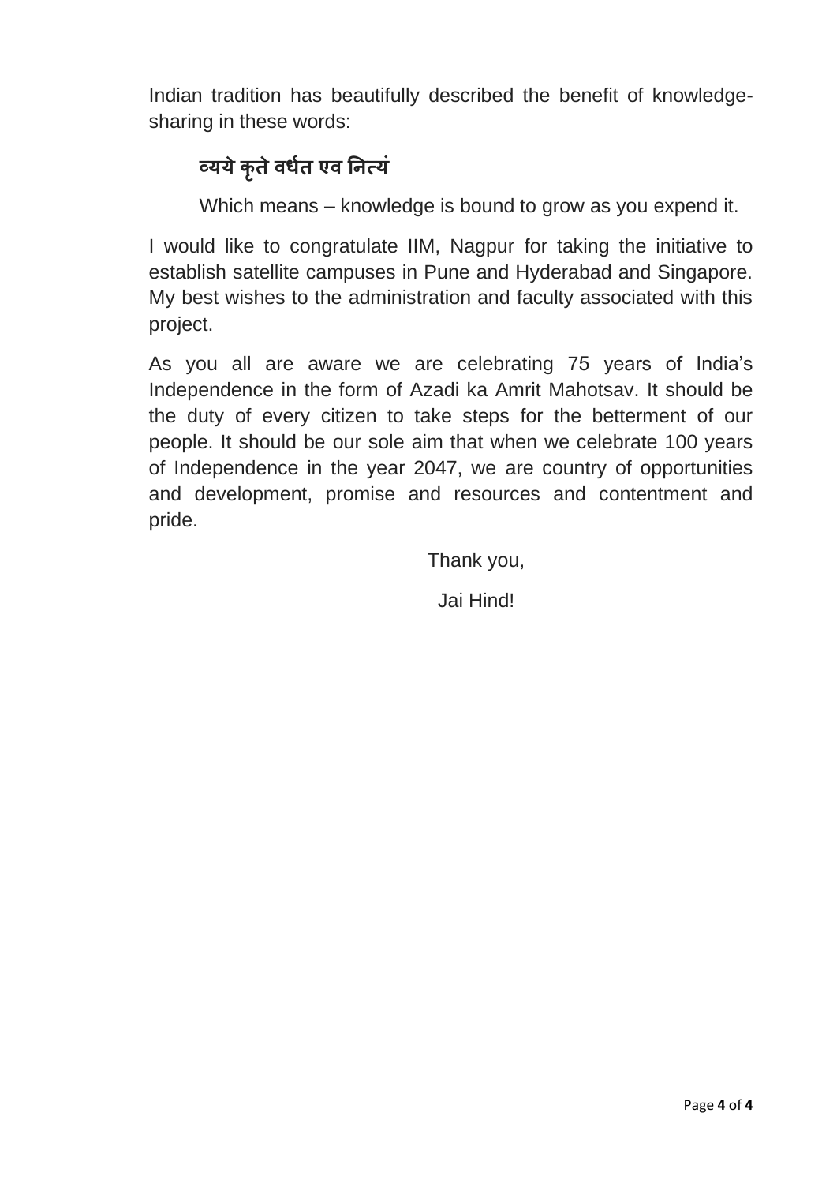Indian tradition has beautifully described the benefit of knowledge-sharing in these words:

**व्यये कृते वर्धत एव नित्यं**

Which means – knowledge is bound to grow as you expend it.

I would like to congratulate IIM, Nagpur for taking the initiative to establish satellite campuses in Pune and Hyderabad and Singapore. My best wishes to the administration and faculty associated with this project.

As you all are aware we are celebrating 75 years of India's Independence in the form of Azadi ka Amrit Mahotsav. It should be the duty of every citizen to take steps for the betterment of our people. It should be our sole aim that when we celebrate 100 years of Independence in the year 2047, we are country of opportunities and development, promise and resources and contentment and pride.

Thank you,

Jai Hind!